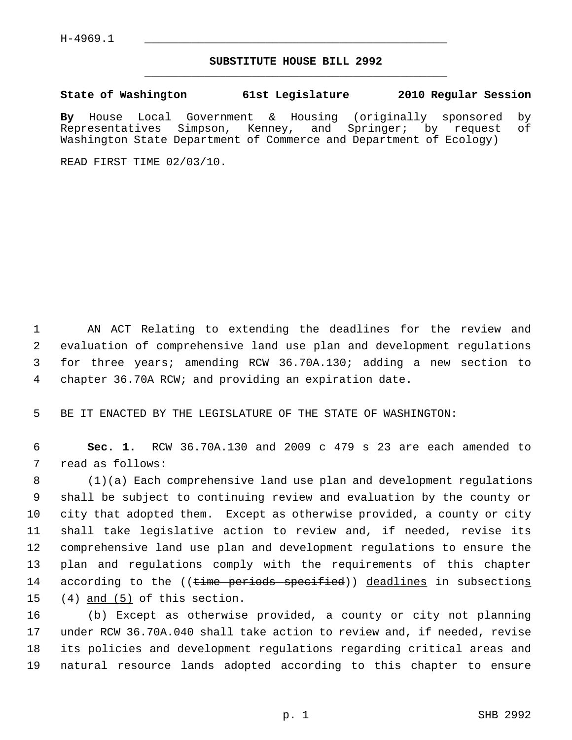H-4969.1

# SUBSTITUTE HOUSE BILL 2992

**State of Washington 61st Legislature 2010 Regular Session**

**By** House Local Government & Housing (originally sponsored by Representatives Simpson, Kenney, and Springer; by request of Washington State Department of Commerce and Department of Ecology)

READ FIRST TIME 02/03/10.

AN ACT Relating to extending the deadlines for the review and evaluation of comprehensive land use plan and development regulations for three years; amending RCW 36.70A.130; adding a new section to chapter 36.70A RCW; and providing an expiration date.

BE IT ENACTED BY THE LEGISLATURE OF THE STATE OF WASHINGTON:

**Sec. 1.** RCW 36.70A.130 and 2009 c 479 s 23 are each amended to read as follows:

(1)(a) Each comprehensive land use plan and development regulations shall be subject to continuing review and evaluation by the county or city that adopted them. Except as otherwise provided, a county or city shall take legislative action to review and, if needed, revise its comprehensive land use plan and development regulations to ensure the plan and regulations comply with the requirements of this chapter according to the ((~~time periods specified~~)) <u>deadlines</u> in subsection<u>s</u> (4) <u>and (5)</u> of this section.

(b) Except as otherwise provided, a county or city not planning under RCW 36.70A.040 shall take action to review and, if needed, revise its policies and development regulations regarding critical areas and natural resource lands adopted according to this chapter to ensure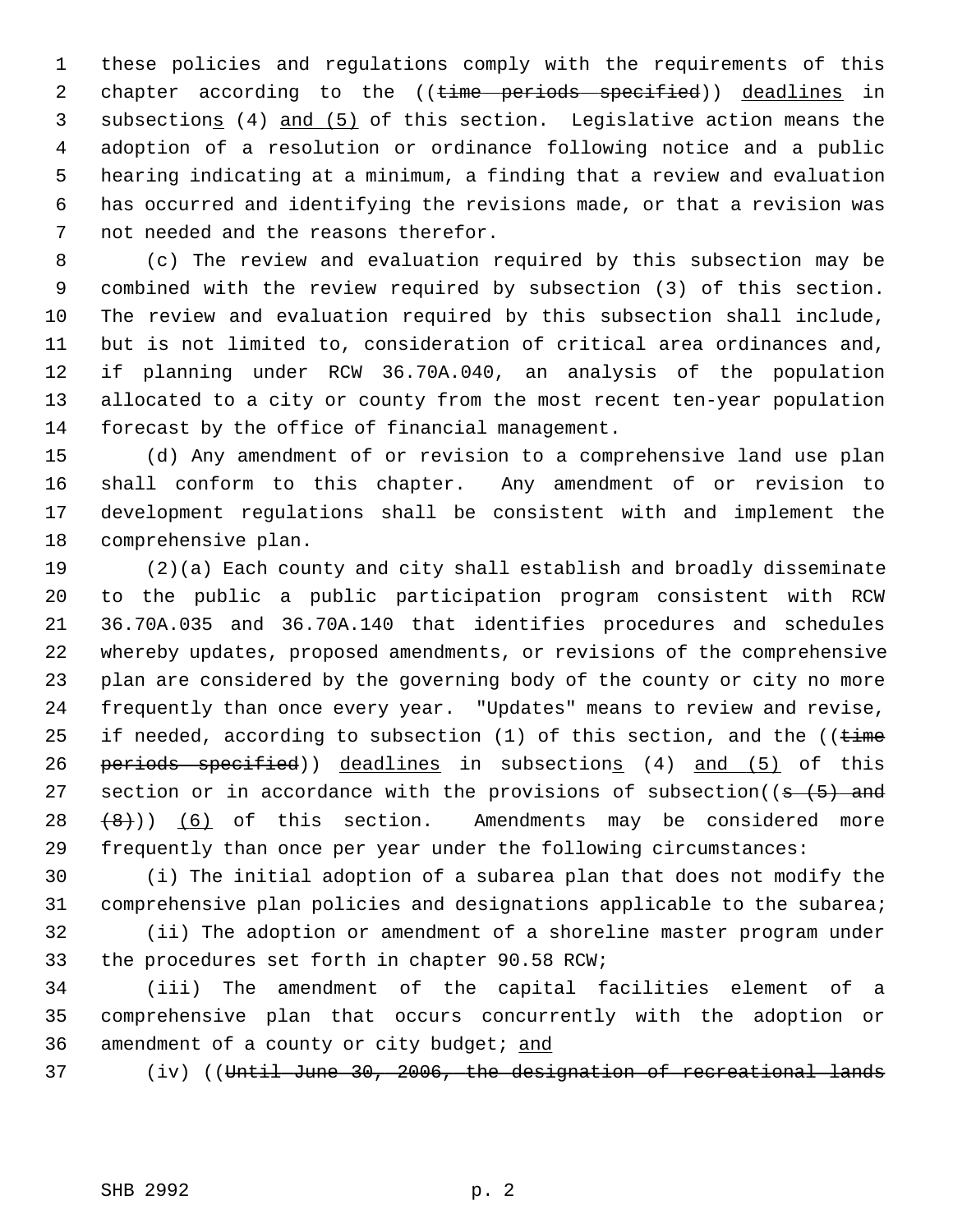these policies and regulations comply with the requirements of this chapter according to the ((~~time periods specified~~)) <u>deadlines</u> in subsection<u>s</u> (4) <u>and (5)</u> of this section. Legislative action means the adoption of a resolution or ordinance following notice and a public hearing indicating at a minimum, a finding that a review and evaluation has occurred and identifying the revisions made, or that a revision was not needed and the reasons therefor.

(c) The review and evaluation required by this subsection may be combined with the review required by subsection (3) of this section. The review and evaluation required by this subsection shall include, but is not limited to, consideration of critical area ordinances and, if planning under RCW 36.70A.040, an analysis of the population allocated to a city or county from the most recent ten-year population forecast by the office of financial management.

(d) Any amendment of or revision to a comprehensive land use plan shall conform to this chapter. Any amendment of or revision to development regulations shall be consistent with and implement the comprehensive plan.

(2)(a) Each county and city shall establish and broadly disseminate to the public a public participation program consistent with RCW 36.70A.035 and 36.70A.140 that identifies procedures and schedules whereby updates, proposed amendments, or revisions of the comprehensive plan are considered by the governing body of the county or city no more frequently than once every year. "Updates" means to review and revise, if needed, according to subsection (1) of this section, and the ((~~time periods specified~~)) <u>deadlines</u> in subsection<u>s</u> (4) <u>and (5)</u> of this section or in accordance with the provisions of subsection((~~s (5) and (8)~~)) <u>(6)</u> of this section. Amendments may be considered more frequently than once per year under the following circumstances:

(i) The initial adoption of a subarea plan that does not modify the comprehensive plan policies and designations applicable to the subarea;

(ii) The adoption or amendment of a shoreline master program under the procedures set forth in chapter 90.58 RCW;

(iii) The amendment of the capital facilities element of a comprehensive plan that occurs concurrently with the adoption or amendment of a county or city budget; <u>and</u>

(iv) ((~~Until June 30, 2006, the designation of recreational lands~~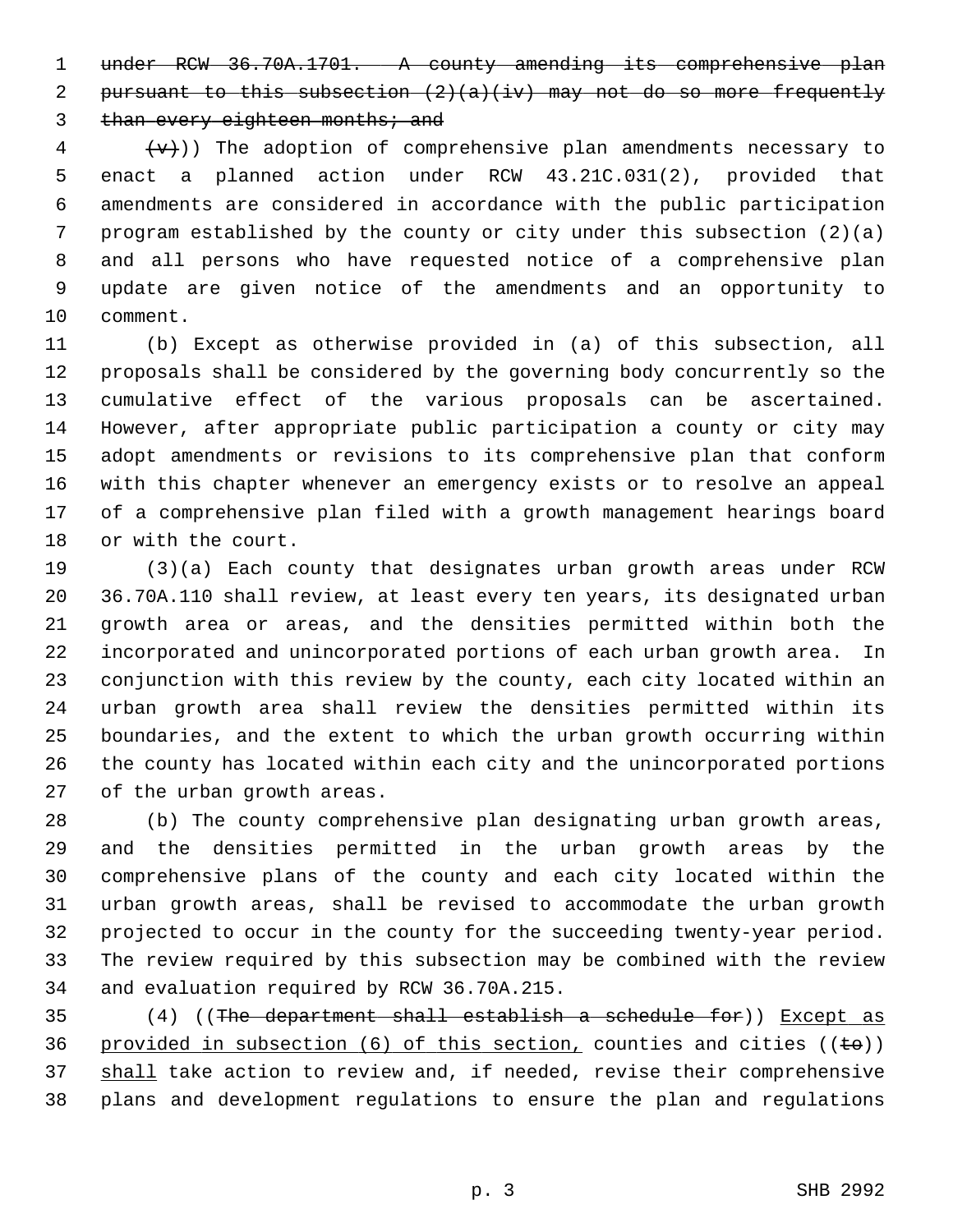~~under RCW 36.70A.1701. A county amending its comprehensive plan pursuant to this subsection (2)(a)(iv) may not do so more frequently than every eighteen months; and~~

~~(v)~~)) The adoption of comprehensive plan amendments necessary to enact a planned action under RCW 43.21C.031(2), provided that amendments are considered in accordance with the public participation program established by the county or city under this subsection (2)(a) and all persons who have requested notice of a comprehensive plan update are given notice of the amendments and an opportunity to comment.

(b) Except as otherwise provided in (a) of this subsection, all proposals shall be considered by the governing body concurrently so the cumulative effect of the various proposals can be ascertained. However, after appropriate public participation a county or city may adopt amendments or revisions to its comprehensive plan that conform with this chapter whenever an emergency exists or to resolve an appeal of a comprehensive plan filed with a growth management hearings board or with the court.

(3)(a) Each county that designates urban growth areas under RCW 36.70A.110 shall review, at least every ten years, its designated urban growth area or areas, and the densities permitted within both the incorporated and unincorporated portions of each urban growth area. In conjunction with this review by the county, each city located within an urban growth area shall review the densities permitted within its boundaries, and the extent to which the urban growth occurring within the county has located within each city and the unincorporated portions of the urban growth areas.

(b) The county comprehensive plan designating urban growth areas, and the densities permitted in the urban growth areas by the comprehensive plans of the county and each city located within the urban growth areas, shall be revised to accommodate the urban growth projected to occur in the county for the succeeding twenty-year period. The review required by this subsection may be combined with the review and evaluation required by RCW 36.70A.215.

(4) ((~~The department shall establish a schedule for~~)) <u>Except as provided in subsection (6) of this section,</u> counties and cities ((~~to~~)) <u>shall</u> take action to review and, if needed, revise their comprehensive plans and development regulations to ensure the plan and regulations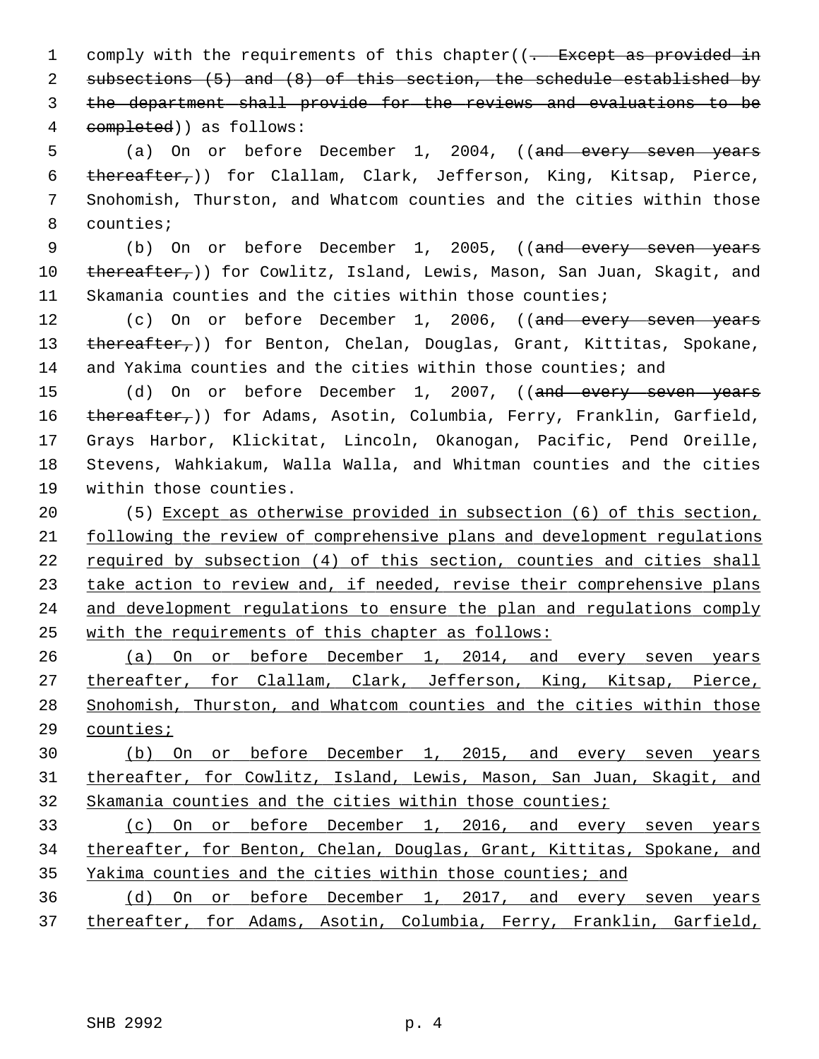comply with the requirements of this chapter((~~. Except as provided in subsections (5) and (8) of this section, the schedule established by the department shall provide for the reviews and evaluations to be completed~~)) as follows:

(a) On or before December 1, 2004, ((~~and every seven years thereafter,~~)) for Clallam, Clark, Jefferson, King, Kitsap, Pierce, Snohomish, Thurston, and Whatcom counties and the cities within those counties;

(b) On or before December 1, 2005, ((~~and every seven years thereafter,~~)) for Cowlitz, Island, Lewis, Mason, San Juan, Skagit, and Skamania counties and the cities within those counties;

(c) On or before December 1, 2006, ((~~and every seven years thereafter,~~)) for Benton, Chelan, Douglas, Grant, Kittitas, Spokane, and Yakima counties and the cities within those counties; and

(d) On or before December 1, 2007, ((~~and every seven years thereafter,~~)) for Adams, Asotin, Columbia, Ferry, Franklin, Garfield, Grays Harbor, Klickitat, Lincoln, Okanogan, Pacific, Pend Oreille, Stevens, Wahkiakum, Walla Walla, and Whitman counties and the cities within those counties.

(5) <u>Except as otherwise provided in subsection (6) of this section, following the review of comprehensive plans and development regulations required by subsection (4) of this section, counties and cities shall take action to review and, if needed, revise their comprehensive plans and development regulations to ensure the plan and regulations comply with the requirements of this chapter as follows:</u>

<u>(a) On or before December 1, 2014, and every seven years thereafter, for Clallam, Clark, Jefferson, King, Kitsap, Pierce, Snohomish, Thurston, and Whatcom counties and the cities within those counties;</u>

<u>(b) On or before December 1, 2015, and every seven years thereafter, for Cowlitz, Island, Lewis, Mason, San Juan, Skagit, and Skamania counties and the cities within those counties;</u>

<u>(c) On or before December 1, 2016, and every seven years thereafter, for Benton, Chelan, Douglas, Grant, Kittitas, Spokane, and Yakima counties and the cities within those counties; and</u>

<u>(d) On or before December 1, 2017, and every seven years thereafter, for Adams, Asotin, Columbia, Ferry, Franklin, Garfield,</u>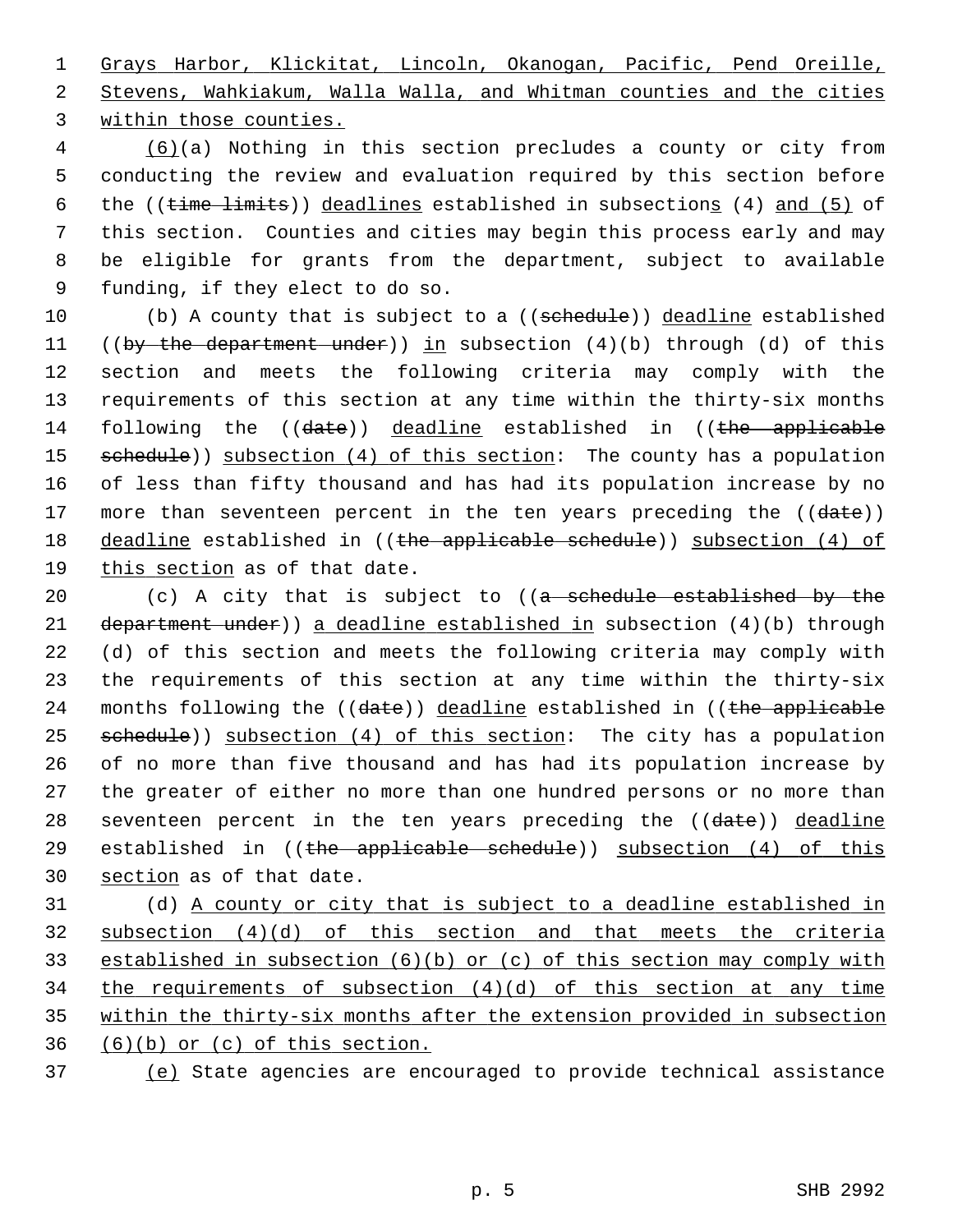Grays Harbor, Klickitat, Lincoln, Okanogan, Pacific, Pend Oreille, Stevens, Wahkiakum, Walla Walla, and Whitman counties and the cities within those counties.

(6)(a) Nothing in this section precludes a county or city from conducting the review and evaluation required by this section before the ((time limits)) deadlines established in subsections (4) and (5) of this section. Counties and cities may begin this process early and may be eligible for grants from the department, subject to available funding, if they elect to do so.

(b) A county that is subject to a ((schedule)) deadline established ((by the department under)) in subsection (4)(b) through (d) of this section and meets the following criteria may comply with the requirements of this section at any time within the thirty-six months following the ((date)) deadline established in ((the applicable schedule)) subsection (4) of this section: The county has a population of less than fifty thousand and has had its population increase by no more than seventeen percent in the ten years preceding the ((date)) deadline established in ((the applicable schedule)) subsection (4) of this section as of that date.

(c) A city that is subject to ((a schedule established by the department under)) a deadline established in subsection (4)(b) through (d) of this section and meets the following criteria may comply with the requirements of this section at any time within the thirty-six months following the ((date)) deadline established in ((the applicable schedule)) subsection (4) of this section: The city has a population of no more than five thousand and has had its population increase by the greater of either no more than one hundred persons or no more than seventeen percent in the ten years preceding the ((date)) deadline established in ((the applicable schedule)) subsection (4) of this section as of that date.

(d) A county or city that is subject to a deadline established in subsection (4)(d) of this section and that meets the criteria established in subsection (6)(b) or (c) of this section may comply with the requirements of subsection (4)(d) of this section at any time within the thirty-six months after the extension provided in subsection (6)(b) or (c) of this section.

(e) State agencies are encouraged to provide technical assistance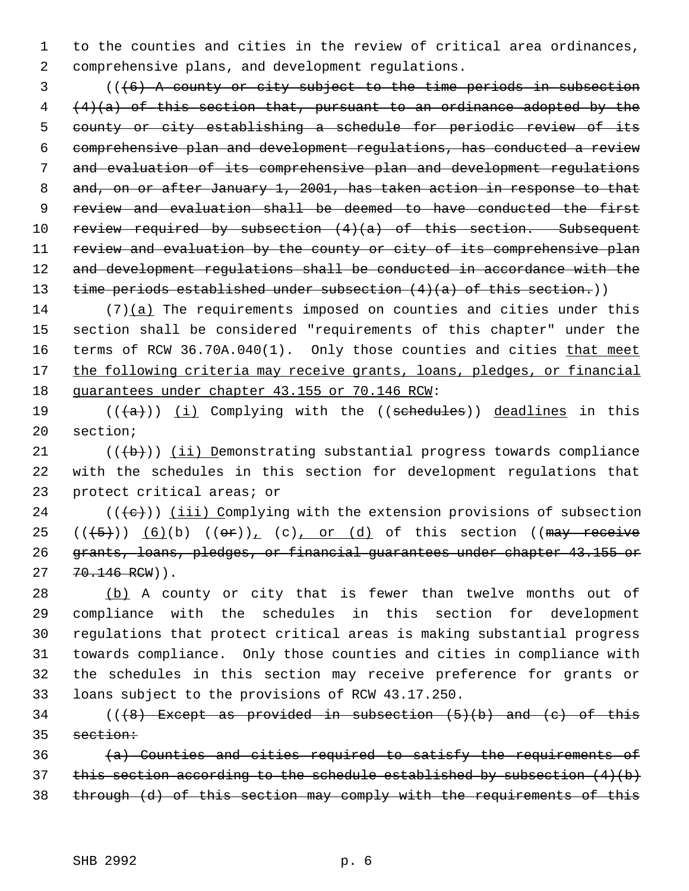to the counties and cities in the review of critical area ordinances, comprehensive plans, and development regulations.

((~~(6) A county or city subject to the time periods in subsection (4)(a) of this section that, pursuant to an ordinance adopted by the county or city establishing a schedule for periodic review of its comprehensive plan and development regulations, has conducted a review and evaluation of its comprehensive plan and development regulations and, on or after January 1, 2001, has taken action in response to that review and evaluation shall be deemed to have conducted the first review required by subsection (4)(a) of this section. Subsequent review and evaluation by the county or city of its comprehensive plan and development regulations shall be conducted in accordance with the time periods established under subsection (4)(a) of this section.~~))

(7)<u>(a)</u> The requirements imposed on counties and cities under this section shall be considered "requirements of this chapter" under the terms of RCW 36.70A.040(1). Only those counties and cities <u>that meet the following criteria may receive grants, loans, pledges, or financial guarantees under chapter 43.155 or 70.146 RCW</u>:

((~~(a)~~)) <u>(i)</u> Complying with the ((~~schedules~~)) <u>deadlines</u> in this section;

((~~(b)~~)) <u>(ii) D</u>emonstrating substantial progress towards compliance with the schedules in this section for development regulations that protect critical areas; or

((~~(c)~~)) <u>(iii) C</u>omplying with the extension provisions of subsection ((~~(5)~~)) <u>(6)</u>(b) ((~~or~~))<u>,</u> (c)<u>, or (d)</u> of this section ((~~may receive grants, loans, pledges, or financial guarantees under chapter 43.155 or 70.146 RCW~~)).

<u>(b)</u> A county or city that is fewer than twelve months out of compliance with the schedules in this section for development regulations that protect critical areas is making substantial progress towards compliance. Only those counties and cities in compliance with the schedules in this section may receive preference for grants or loans subject to the provisions of RCW 43.17.250.

((~~(8) Except as provided in subsection (5)(b) and (c) of this section:~~

~~(a) Counties and cities required to satisfy the requirements of this section according to the schedule established by subsection (4)(b) through (d) of this section may comply with the requirements of this~~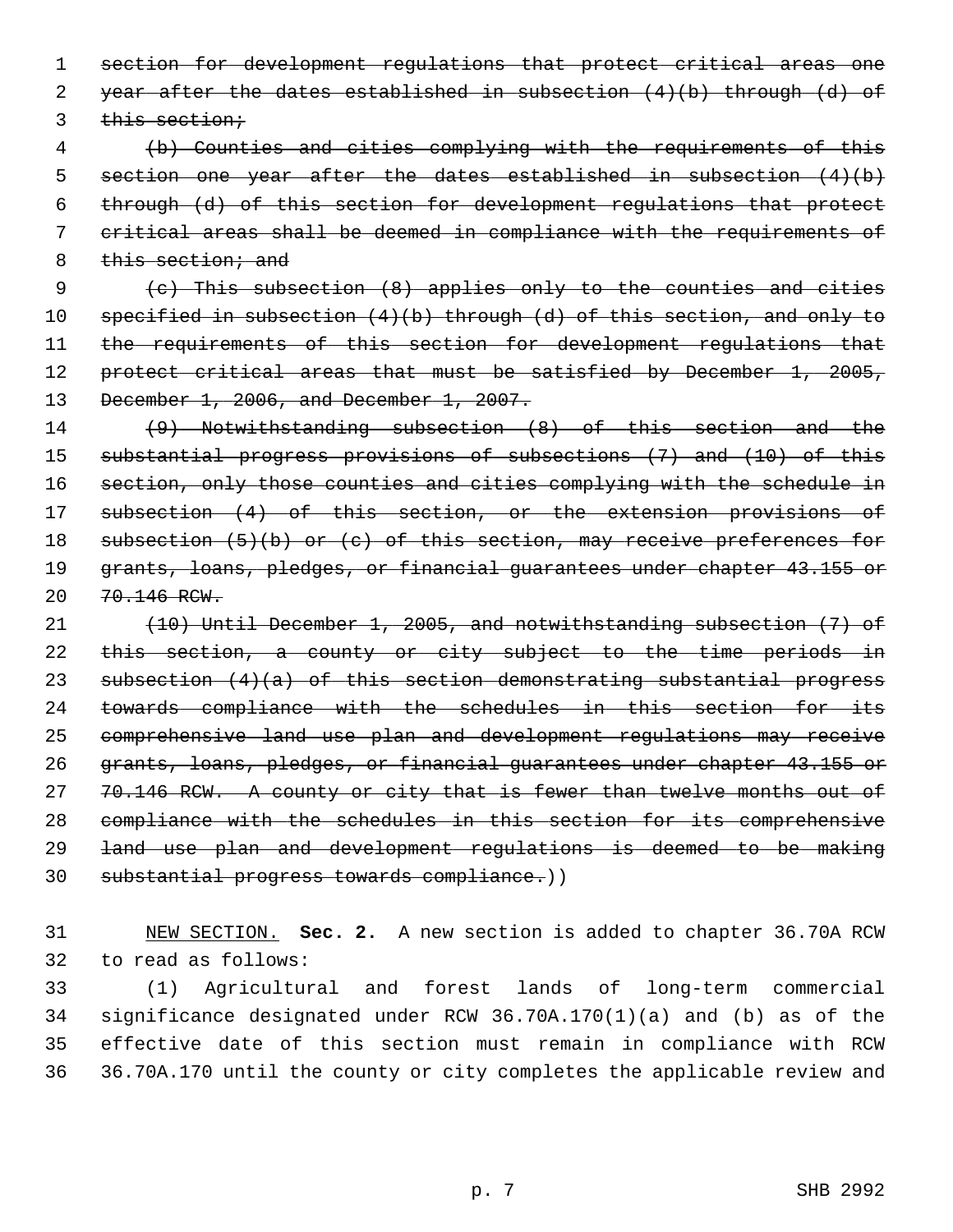~~section for development regulations that protect critical areas one year after the dates established in subsection (4)(b) through (d) of this section;~~

~~(b) Counties and cities complying with the requirements of this section one year after the dates established in subsection (4)(b) through (d) of this section for development regulations that protect critical areas shall be deemed in compliance with the requirements of this section; and~~

~~(c) This subsection (8) applies only to the counties and cities specified in subsection (4)(b) through (d) of this section, and only to the requirements of this section for development regulations that protect critical areas that must be satisfied by December 1, 2005, December 1, 2006, and December 1, 2007.~~

~~(9) Notwithstanding subsection (8) of this section and the substantial progress provisions of subsections (7) and (10) of this section, only those counties and cities complying with the schedule in subsection (4) of this section, or the extension provisions of subsection (5)(b) or (c) of this section, may receive preferences for grants, loans, pledges, or financial guarantees under chapter 43.155 or 70.146 RCW.~~

~~(10) Until December 1, 2005, and notwithstanding subsection (7) of this section, a county or city subject to the time periods in subsection (4)(a) of this section demonstrating substantial progress towards compliance with the schedules in this section for its comprehensive land use plan and development regulations may receive grants, loans, pledges, or financial guarantees under chapter 43.155 or 70.146 RCW. A county or city that is fewer than twelve months out of compliance with the schedules in this section for its comprehensive land use plan and development regulations is deemed to be making substantial progress towards compliance.~~))

<u>NEW SECTION.</u> **Sec. 2.** A new section is added to chapter 36.70A RCW to read as follows:

(1) Agricultural and forest lands of long-term commercial significance designated under RCW 36.70A.170(1)(a) and (b) as of the effective date of this section must remain in compliance with RCW 36.70A.170 until the county or city completes the applicable review and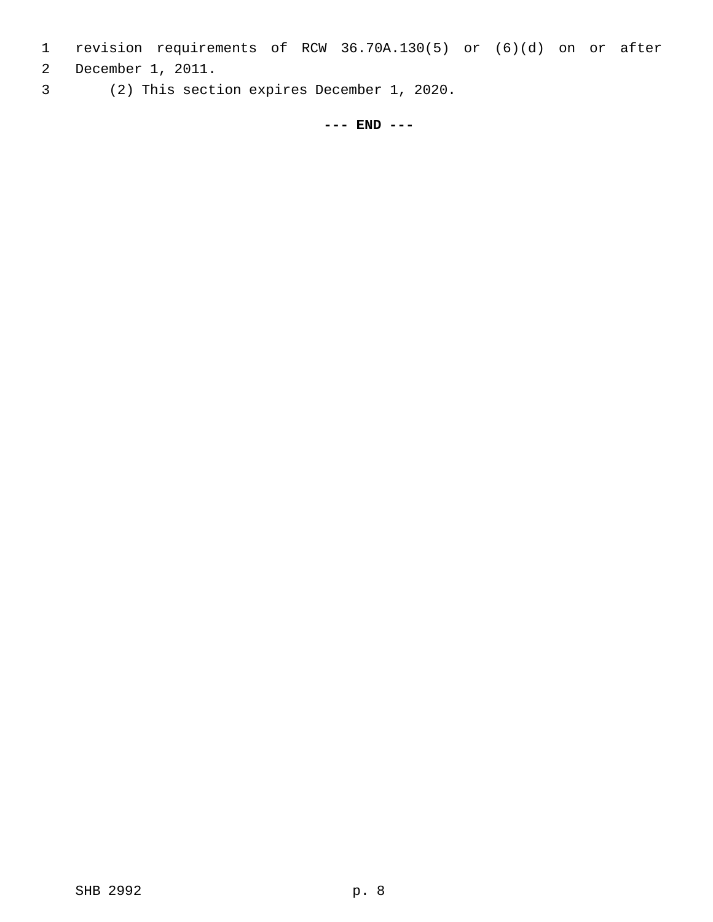revision requirements of RCW 36.70A.130(5) or (6)(d) on or after December 1, 2011.

(2) This section expires December 1, 2020.

**--- END ---**